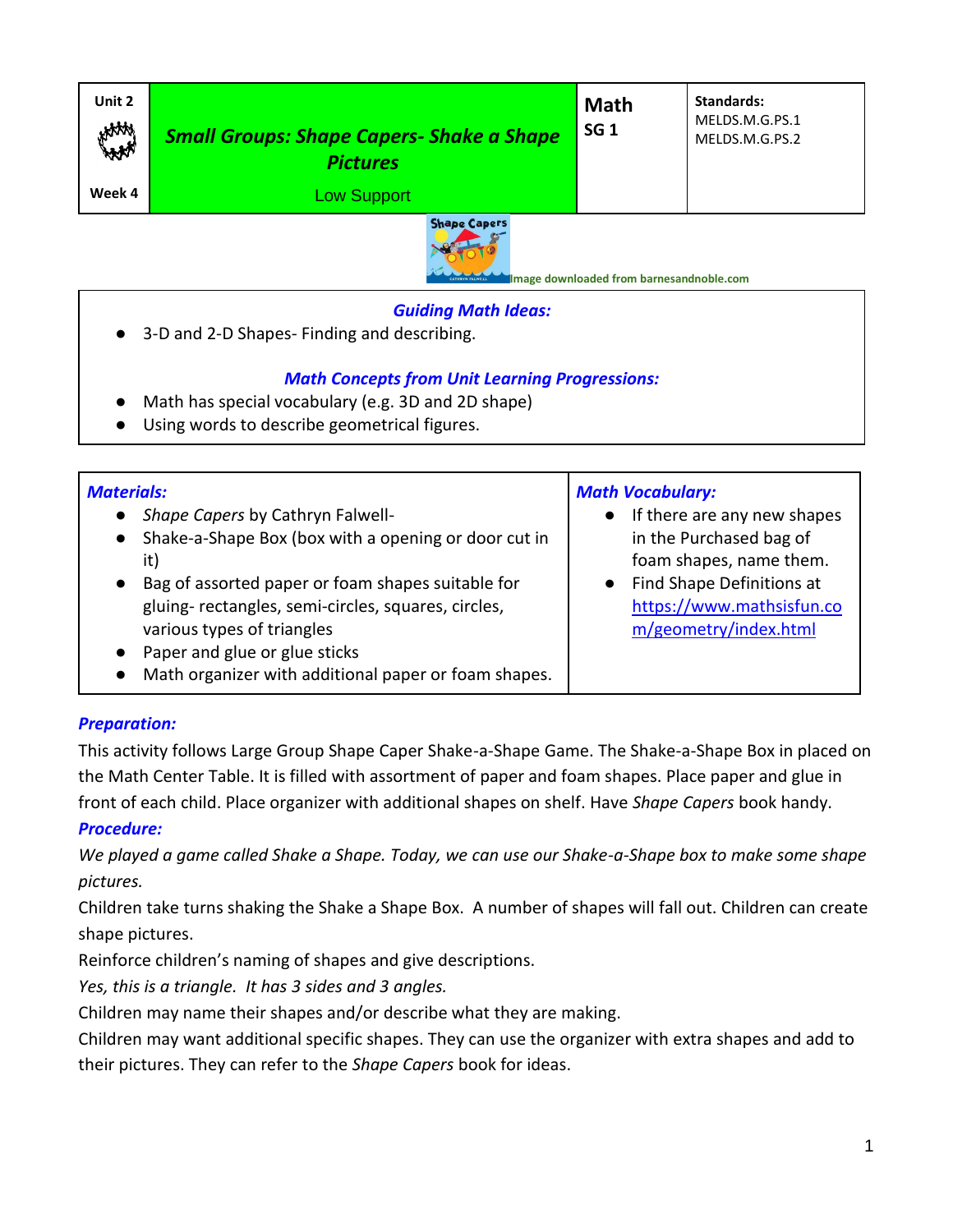| Unit 2<br><br>Week 4 | ***Small Groups: Shape Capers- Shake a Shape Pictures***<br>Low Support | **Math**<br>**SG 1** | **Standards:**<br>MELDS.M.G.PS.1<br>MELDS.M.G.PS.2 |
|---|---|---|---|

Image downloaded from barnesandnoble.com

***Guiding Math Ideas:***

- 3-D and 2-D Shapes- Finding and describing.

***Math Concepts from Unit Learning Progressions:***

- Math has special vocabulary (e.g. 3D and 2D shape)
- Using words to describe geometrical figures.

| ***Materials:*** | ***Math Vocabulary:*** |
|---|---|
| • *Shape Capers* by Cathryn Falwell-<br>• Shake-a-Shape Box (box with a opening or door cut in it)<br>• Bag of assorted paper or foam shapes suitable for gluing- rectangles, semi-circles, squares, circles, various types of triangles<br>• Paper and glue or glue sticks<br>• Math organizer with additional paper or foam shapes. | • If there are any new shapes in the Purchased bag of foam shapes, name them.<br>• Find Shape Definitions at https://www.mathsisfun.com/geometry/index.html |

***Preparation:***

This activity follows Large Group Shape Caper Shake-a-Shape Game. The Shake-a-Shape Box in placed on the Math Center Table. It is filled with assortment of paper and foam shapes. Place paper and glue in front of each child. Place organizer with additional shapes on shelf. Have *Shape Capers* book handy.

***Procedure:***

*We played a game called Shake a Shape. Today, we can use our Shake-a-Shape box to make some shape pictures.*

Children take turns shaking the Shake a Shape Box. A number of shapes will fall out. Children can create shape pictures.

Reinforce children's naming of shapes and give descriptions.

*Yes, this is a triangle. It has 3 sides and 3 angles.*

Children may name their shapes and/or describe what they are making.

Children may want additional specific shapes. They can use the organizer with extra shapes and add to their pictures. They can refer to the *Shape Capers* book for ideas.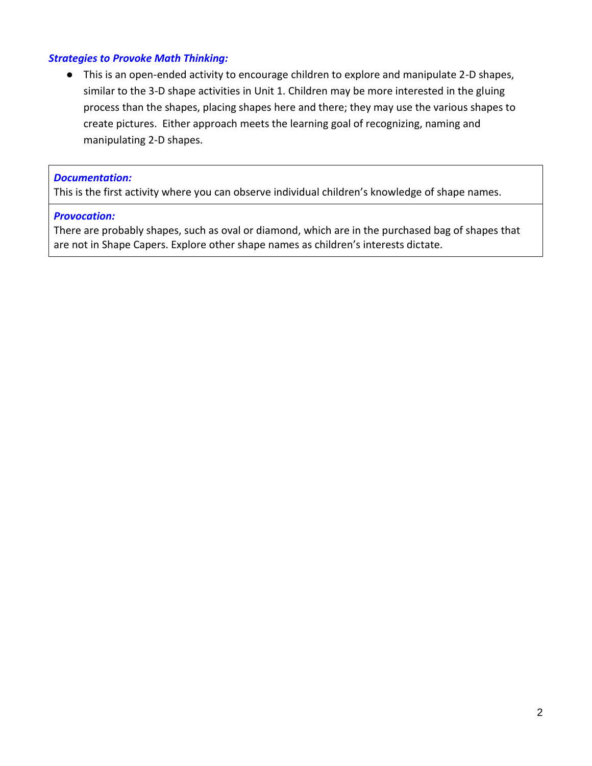***Strategies to Provoke Math Thinking:***

- This is an open-ended activity to encourage children to explore and manipulate 2-D shapes, similar to the 3-D shape activities in Unit 1. Children may be more interested in the gluing process than the shapes, placing shapes here and there; they may use the various shapes to create pictures. Either approach meets the learning goal of recognizing, naming and manipulating 2-D shapes.

***Documentation:***

This is the first activity where you can observe individual children's knowledge of shape names.

***Provocation:***

There are probably shapes, such as oval or diamond, which are in the purchased bag of shapes that are not in Shape Capers. Explore other shape names as children's interests dictate.